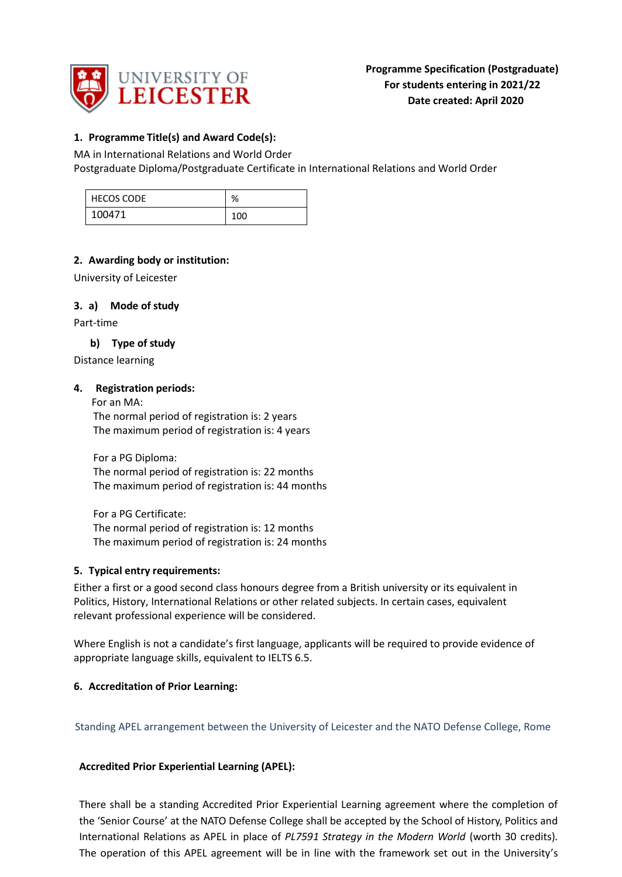**Programme Specification (Postgraduate)**
**For students entering in 2021/22**
**Date created: April 2020**

## 1. Programme Title(s) and Award Code(s):

MA in International Relations and World Order
Postgraduate Diploma/Postgraduate Certificate in International Relations and World Order

| HECOS CODE | % |
|---|---|
| 100471 | 100 |

## 2. Awarding body or institution:

University of Leicester

## 3. a) Mode of study

Part-time

### b) Type of study

Distance learning

## 4. Registration periods:

For an MA:
The normal period of registration is: 2 years
The maximum period of registration is: 4 years

For a PG Diploma:
The normal period of registration is: 22 months
The maximum period of registration is: 44 months

For a PG Certificate:
The normal period of registration is: 12 months
The maximum period of registration is: 24 months

## 5. Typical entry requirements:

Either a first or a good second class honours degree from a British university or its equivalent in Politics, History, International Relations or other related subjects. In certain cases, equivalent relevant professional experience will be considered.

Where English is not a candidate's first language, applicants will be required to provide evidence of appropriate language skills, equivalent to IELTS 6.5.

## 6. Accreditation of Prior Learning:

Standing APEL arrangement between the University of Leicester and the NATO Defense College, Rome

**Accredited Prior Experiential Learning (APEL):**

There shall be a standing Accredited Prior Experiential Learning agreement where the completion of the 'Senior Course' at the NATO Defense College shall be accepted by the School of History, Politics and International Relations as APEL in place of *PL7591 Strategy in the Modern World* (worth 30 credits). The operation of this APEL agreement will be in line with the framework set out in the University's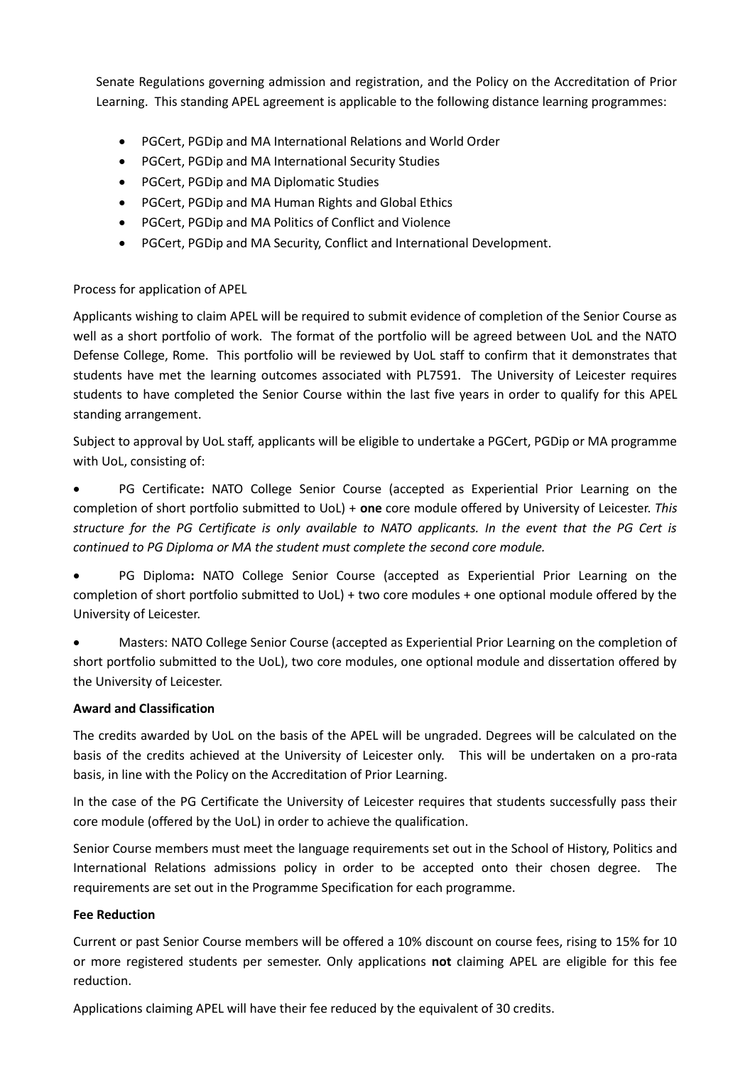Senate Regulations governing admission and registration, and the Policy on the Accreditation of Prior Learning. This standing APEL agreement is applicable to the following distance learning programmes:

- PGCert, PGDip and MA International Relations and World Order
- PGCert, PGDip and MA International Security Studies
- PGCert, PGDip and MA Diplomatic Studies
- PGCert, PGDip and MA Human Rights and Global Ethics
- PGCert, PGDip and MA Politics of Conflict and Violence
- PGCert, PGDip and MA Security, Conflict and International Development.

Process for application of APEL

Applicants wishing to claim APEL will be required to submit evidence of completion of the Senior Course as well as a short portfolio of work. The format of the portfolio will be agreed between UoL and the NATO Defense College, Rome. This portfolio will be reviewed by UoL staff to confirm that it demonstrates that students have met the learning outcomes associated with PL7591. The University of Leicester requires students to have completed the Senior Course within the last five years in order to qualify for this APEL standing arrangement.

Subject to approval by UoL staff, applicants will be eligible to undertake a PGCert, PGDip or MA programme with UoL, consisting of:

- PG Certificate**:** NATO College Senior Course (accepted as Experiential Prior Learning on the completion of short portfolio submitted to UoL) + **one** core module offered by University of Leicester. *This structure for the PG Certificate is only available to NATO applicants. In the event that the PG Cert is continued to PG Diploma or MA the student must complete the second core module.*
- PG Diploma**:** NATO College Senior Course (accepted as Experiential Prior Learning on the completion of short portfolio submitted to UoL) + two core modules + one optional module offered by the University of Leicester.
- Masters: NATO College Senior Course (accepted as Experiential Prior Learning on the completion of short portfolio submitted to the UoL), two core modules, one optional module and dissertation offered by the University of Leicester.

**Award and Classification**

The credits awarded by UoL on the basis of the APEL will be ungraded. Degrees will be calculated on the basis of the credits achieved at the University of Leicester only. This will be undertaken on a pro-rata basis, in line with the Policy on the Accreditation of Prior Learning.

In the case of the PG Certificate the University of Leicester requires that students successfully pass their core module (offered by the UoL) in order to achieve the qualification.

Senior Course members must meet the language requirements set out in the School of History, Politics and International Relations admissions policy in order to be accepted onto their chosen degree. The requirements are set out in the Programme Specification for each programme.

**Fee Reduction**

Current or past Senior Course members will be offered a 10% discount on course fees, rising to 15% for 10 or more registered students per semester. Only applications **not** claiming APEL are eligible for this fee reduction.

Applications claiming APEL will have their fee reduced by the equivalent of 30 credits.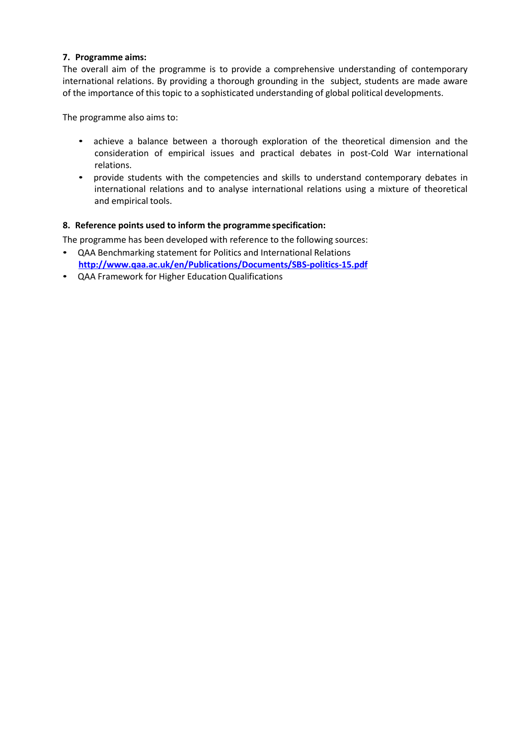**7. Programme aims:**

The overall aim of the programme is to provide a comprehensive understanding of contemporary international relations. By providing a thorough grounding in the subject, students are made aware of the importance of this topic to a sophisticated understanding of global political developments.

The programme also aims to:

- achieve a balance between a thorough exploration of the theoretical dimension and the consideration of empirical issues and practical debates in post-Cold War international relations.
- provide students with the competencies and skills to understand contemporary debates in international relations and to analyse international relations using a mixture of theoretical and empirical tools.

**8. Reference points used to inform the programme specification:**

The programme has been developed with reference to the following sources:

- QAA Benchmarking statement for Politics and International Relations **http://www.qaa.ac.uk/en/Publications/Documents/SBS-politics-15.pdf**
- QAA Framework for Higher Education Qualifications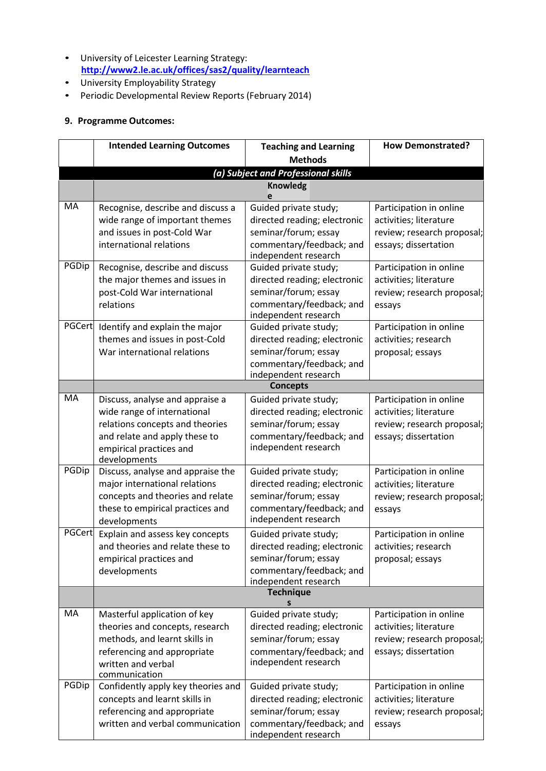- University of Leicester Learning Strategy: [http://www2.le.ac.uk/offices/sas2/quality/learnteach](http://www2.le.ac.uk/offices/sas2/quality/learnteach)
- University Employability Strategy
- Periodic Developmental Review Reports (February 2014)

## 9. Programme Outcomes:

| | Intended Learning Outcomes | Teaching and Learning Methods | How Demonstrated? |
|---|---|---|---|
| ***(a) Subject and Professional skills*** | | | |
| | **Knowledge** | | |
| MA | Recognise, describe and discuss a wide range of important themes and issues in post-Cold War international relations | Guided private study; directed reading; electronic seminar/forum; essay commentary/feedback; and independent research | Participation in online activities; literature review; research proposal; essays; dissertation |
| PGDip | Recognise, describe and discuss the major themes and issues in post-Cold War international relations | Guided private study; directed reading; electronic seminar/forum; essay commentary/feedback; and independent research | Participation in online activities; literature review; research proposal; essays |
| PGCert | Identify and explain the major themes and issues in post-Cold War international relations | Guided private study; directed reading; electronic seminar/forum; essay commentary/feedback; and independent research | Participation in online activities; research proposal; essays |
| | **Concepts** | | |
| MA | Discuss, analyse and appraise a wide range of international relations concepts and theories and relate and apply these to empirical practices and developments | Guided private study; directed reading; electronic seminar/forum; essay commentary/feedback; and independent research | Participation in online activities; literature review; research proposal; essays; dissertation |
| PGDip | Discuss, analyse and appraise the major international relations concepts and theories and relate these to empirical practices and developments | Guided private study; directed reading; electronic seminar/forum; essay commentary/feedback; and independent research | Participation in online activities; literature review; research proposal; essays |
| PGCert | Explain and assess key concepts and theories and relate these to empirical practices and developments | Guided private study; directed reading; electronic seminar/forum; essay commentary/feedback; and independent research | Participation in online activities; research proposal; essays |
| | **Techniques** | | |
| MA | Masterful application of key theories and concepts, research methods, and learnt skills in referencing and appropriate written and verbal communication | Guided private study; directed reading; electronic seminar/forum; essay commentary/feedback; and independent research | Participation in online activities; literature review; research proposal; essays; dissertation |
| PGDip | Confidently apply key theories and concepts and learnt skills in referencing and appropriate written and verbal communication | Guided private study; directed reading; electronic seminar/forum; essay commentary/feedback; and independent research | Participation in online activities; literature review; research proposal; essays |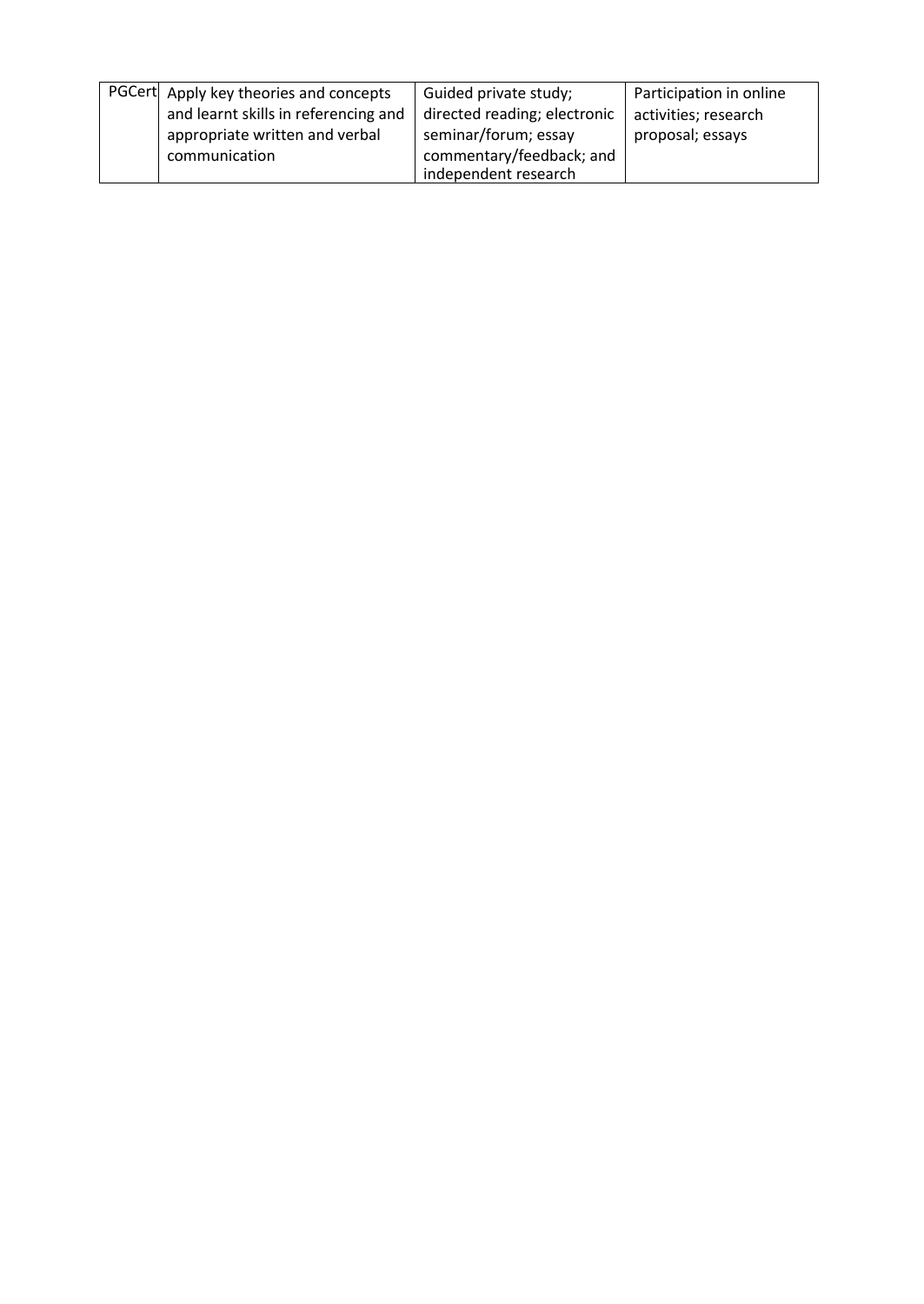| PGCert | Apply key theories and concepts and learnt skills in referencing and appropriate written and verbal communication | Guided private study; directed reading; electronic seminar/forum; essay commentary/feedback; and independent research | Participation in online activities; research proposal; essays |
|---|---|---|---|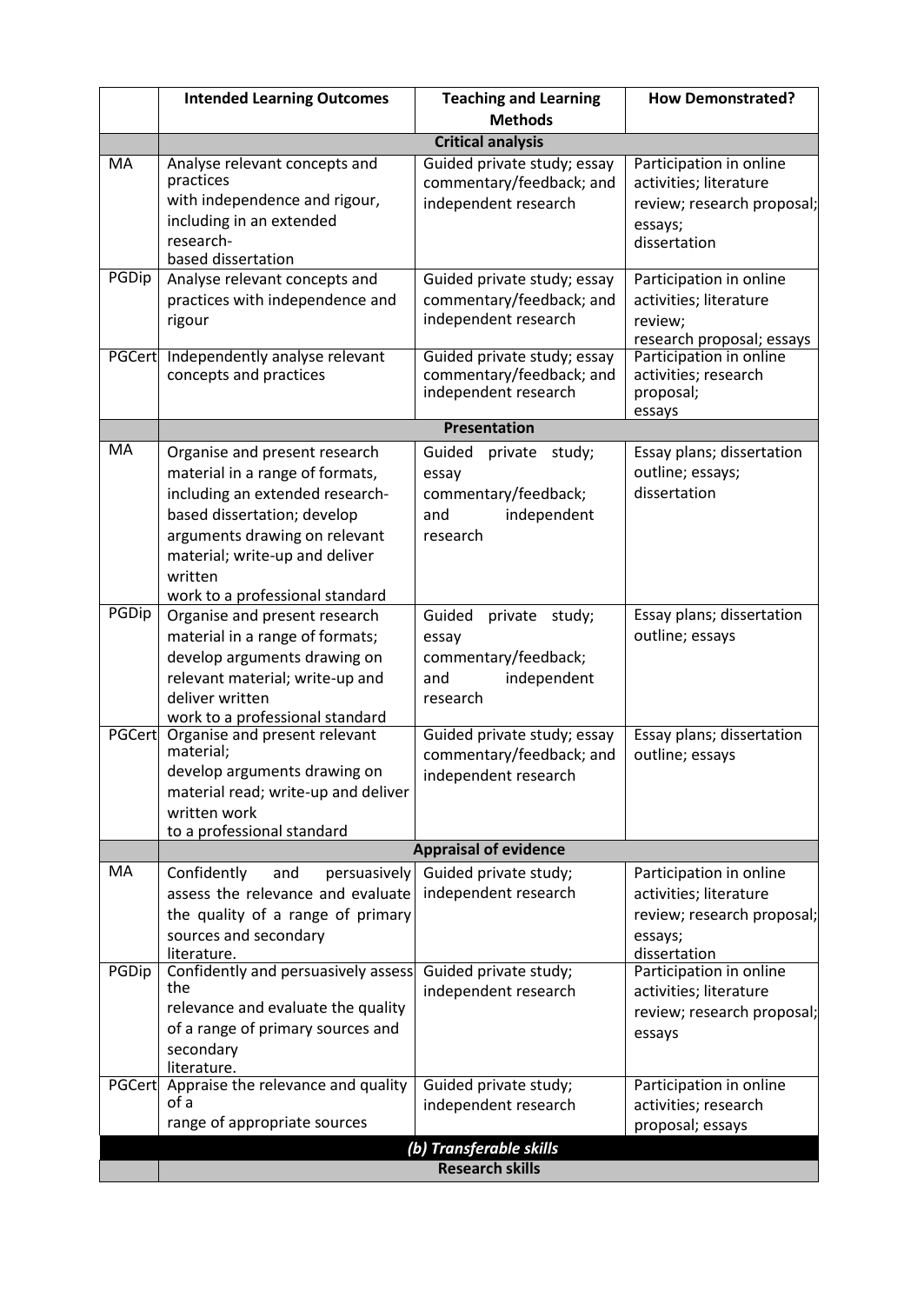| | Intended Learning Outcomes | Teaching and Learning Methods | How Demonstrated? |
|---|---|---|---|
| | **Critical analysis** | | |
| MA | Analyse relevant concepts and practices with independence and rigour, including in an extended research-based dissertation | Guided private study; essay commentary/feedback; and independent research | Participation in online activities; literature review; research proposal; essays; dissertation |
| PGDip | Analyse relevant concepts and practices with independence and rigour | Guided private study; essay commentary/feedback; and independent research | Participation in online activities; literature review; research proposal; essays |
| PGCert | Independently analyse relevant concepts and practices | Guided private study; essay commentary/feedback; and independent research | Participation in online activities; research proposal; essays |
| | **Presentation** | | |
| MA | Organise and present research material in a range of formats, including an extended research-based dissertation; develop arguments drawing on relevant material; write-up and deliver written work to a professional standard | Guided private study; essay commentary/feedback; and independent research | Essay plans; dissertation outline; essays; dissertation |
| PGDip | Organise and present research material in a range of formats; develop arguments drawing on relevant material; write-up and deliver written work to a professional standard | Guided private study; essay commentary/feedback; and independent research | Essay plans; dissertation outline; essays |
| PGCert | Organise and present relevant material; develop arguments drawing on material read; write-up and deliver written work to a professional standard | Guided private study; essay commentary/feedback; and independent research | Essay plans; dissertation outline; essays |
| | **Appraisal of evidence** | | |
| MA | Confidently and persuasively assess the relevance and evaluate the quality of a range of primary sources and secondary literature. | Guided private study; independent research | Participation in online activities; literature review; research proposal; essays; dissertation |
| PGDip | Confidently and persuasively assess the relevance and evaluate the quality of a range of primary sources and secondary literature. | Guided private study; independent research | Participation in online activities; literature review; research proposal; essays |
| PGCert | Appraise the relevance and quality of a range of appropriate sources | Guided private study; independent research | Participation in online activities; research proposal; essays |
| | ***(b) Transferable skills*** | | |
| | **Research skills** | | |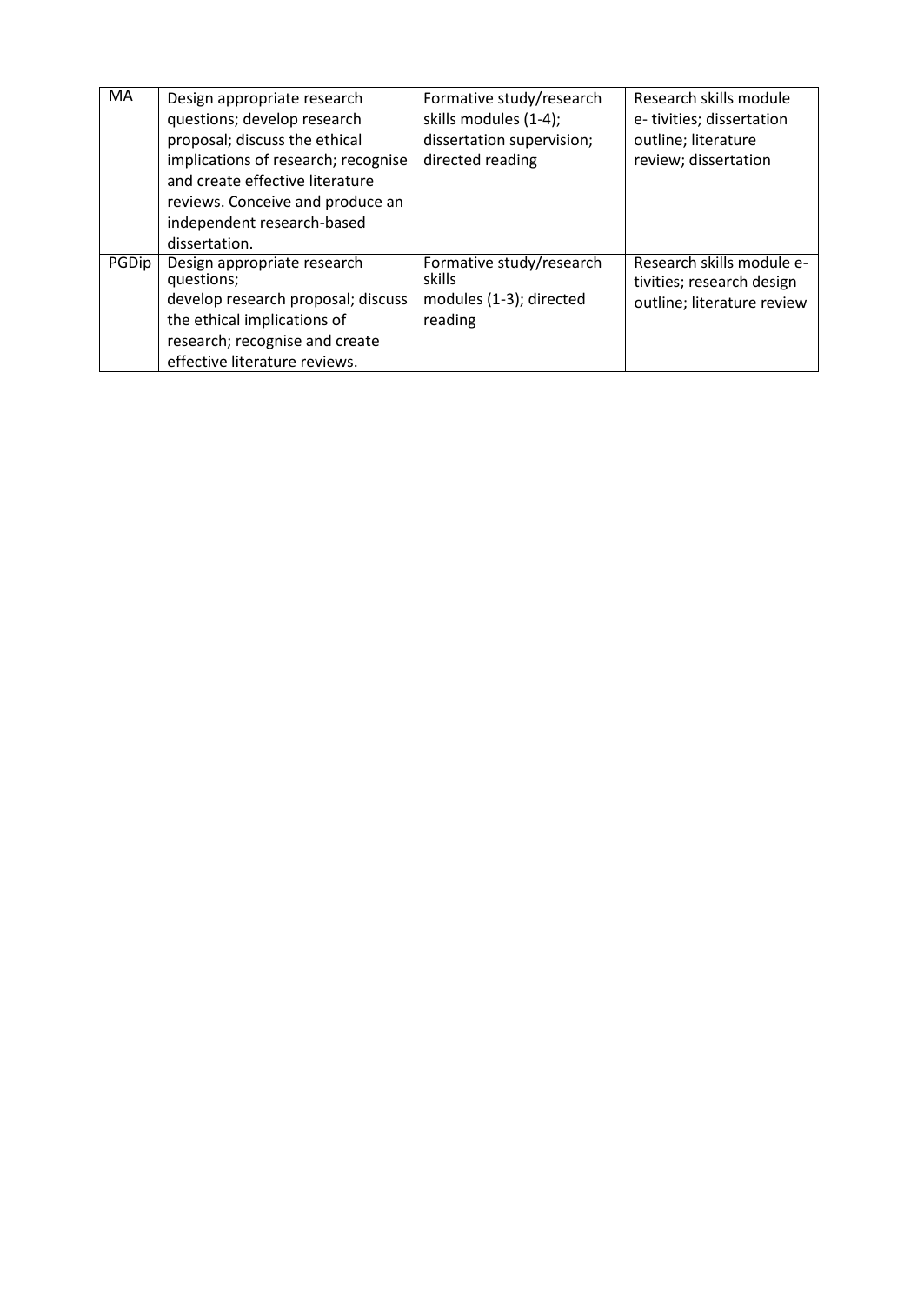| MA | Design appropriate research questions; develop research proposal; discuss the ethical implications of research; recognise and create effective literature reviews. Conceive and produce an independent research-based dissertation. | Formative study/research skills modules (1-4); dissertation supervision; directed reading | Research skills module e- tivities; dissertation outline; literature review; dissertation |
|---|---|---|---|
| PGDip | Design appropriate research questions; develop research proposal; discuss the ethical implications of research; recognise and create effective literature reviews. | Formative study/research skills modules (1-3); directed reading | Research skills module e-tivities; research design outline; literature review |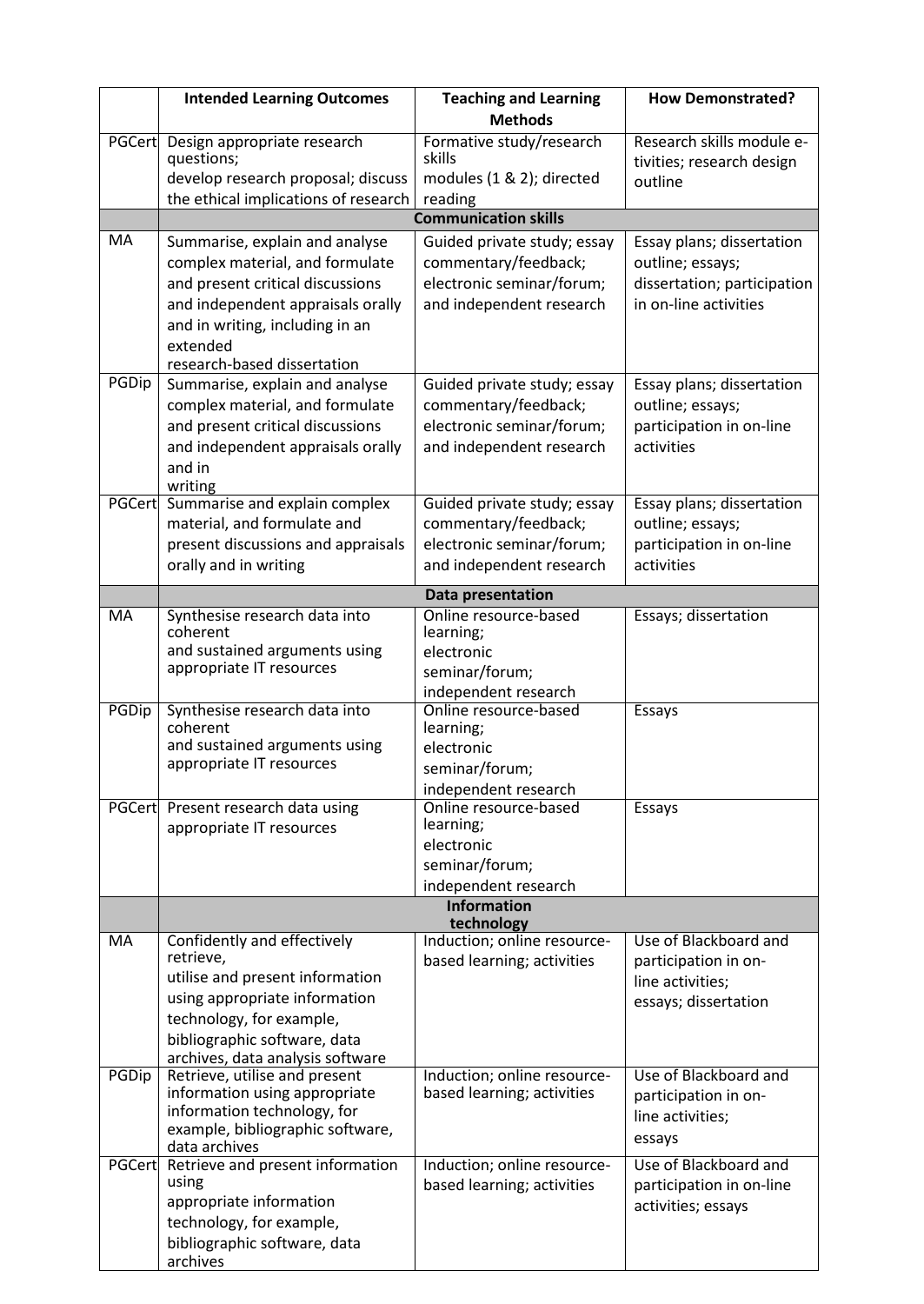| | Intended Learning Outcomes | Teaching and Learning Methods | How Demonstrated? |
|---|---|---|---|
| PGCert | Design appropriate research questions; develop research proposal; discuss the ethical implications of research | Formative study/research skills modules (1 & 2); directed reading | Research skills module e-tivities; research design outline |
| | **Communication skills** | | |
| MA | Summarise, explain and analyse complex material, and formulate and present critical discussions and independent appraisals orally and in writing, including in an extended research-based dissertation | Guided private study; essay commentary/feedback; electronic seminar/forum; and independent research | Essay plans; dissertation outline; essays; dissertation; participation in on-line activities |
| PGDip | Summarise, explain and analyse complex material, and formulate and present critical discussions and independent appraisals orally and in writing | Guided private study; essay commentary/feedback; electronic seminar/forum; and independent research | Essay plans; dissertation outline; essays; participation in on-line activities |
| PGCert | Summarise and explain complex material, and formulate and present discussions and appraisals orally and in writing | Guided private study; essay commentary/feedback; electronic seminar/forum; and independent research | Essay plans; dissertation outline; essays; participation in on-line activities |
| | **Data presentation** | | |
| MA | Synthesise research data into coherent and sustained arguments using appropriate IT resources | Online resource-based learning; electronic seminar/forum; independent research | Essays; dissertation |
| PGDip | Synthesise research data into coherent and sustained arguments using appropriate IT resources | Online resource-based learning; electronic seminar/forum; independent research | Essays |
| PGCert | Present research data using appropriate IT resources | Online resource-based learning; electronic seminar/forum; independent research | Essays |
| | **Information technology** | | |
| MA | Confidently and effectively retrieve, utilise and present information using appropriate information technology, for example, bibliographic software, data archives, data analysis software | Induction; online resource-based learning; activities | Use of Blackboard and participation in on-line activities; essays; dissertation |
| PGDip | Retrieve, utilise and present information using appropriate information technology, for example, bibliographic software, data archives | Induction; online resource-based learning; activities | Use of Blackboard and participation in on-line activities; essays |
| PGCert | Retrieve and present information using appropriate information technology, for example, bibliographic software, data archives | Induction; online resource-based learning; activities | Use of Blackboard and participation in on-line activities; essays |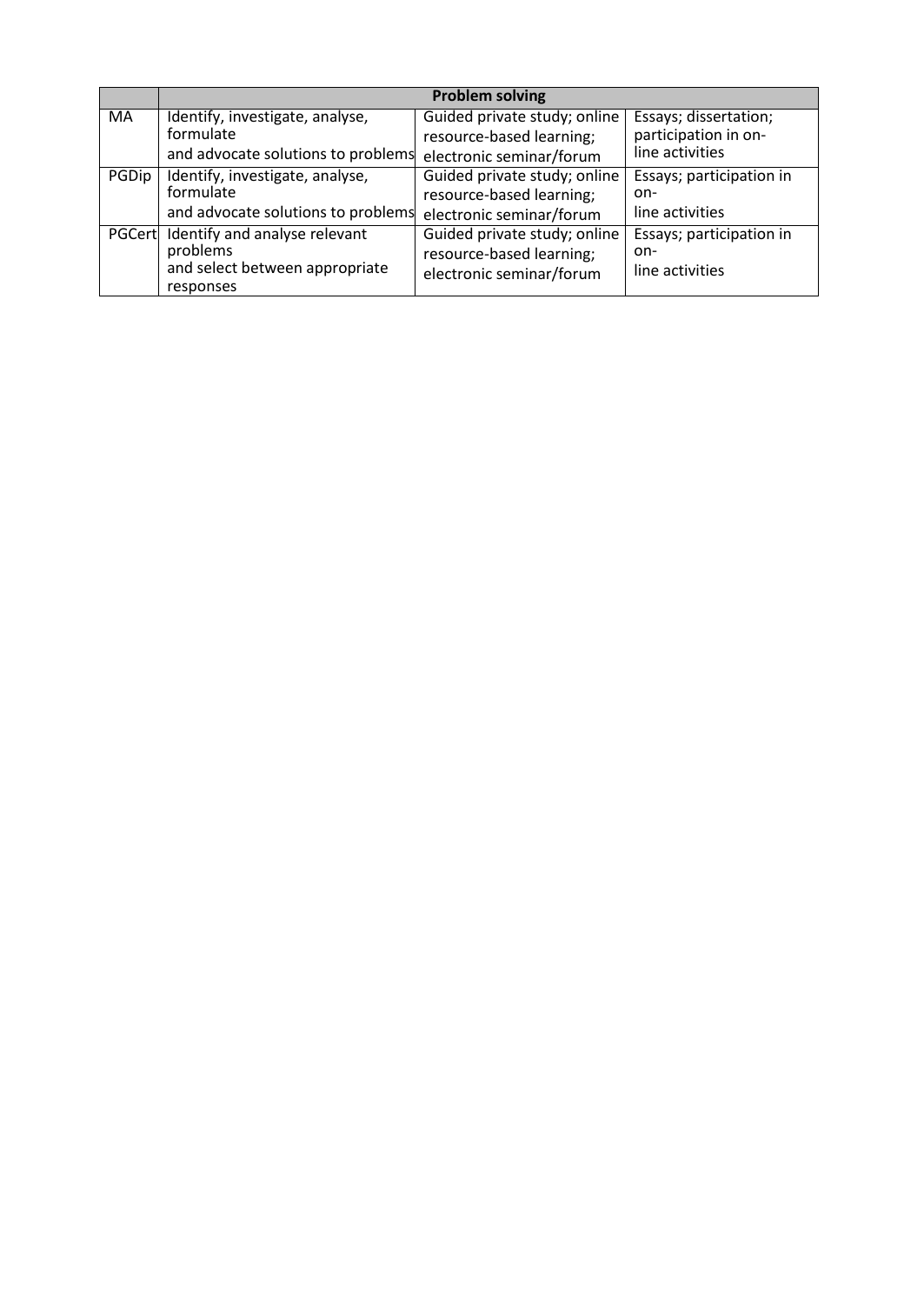| | Problem solving | | |
|---|---|---|---|
| MA | Identify, investigate, analyse, formulate and advocate solutions to problems | Guided private study; online resource-based learning; electronic seminar/forum | Essays; dissertation; participation in on-line activities |
| PGDip | Identify, investigate, analyse, formulate and advocate solutions to problems | Guided private study; online resource-based learning; electronic seminar/forum | Essays; participation in on-line activities |
| PGCert | Identify and analyse relevant problems and select between appropriate responses | Guided private study; online resource-based learning; electronic seminar/forum | Essays; participation in on-line activities |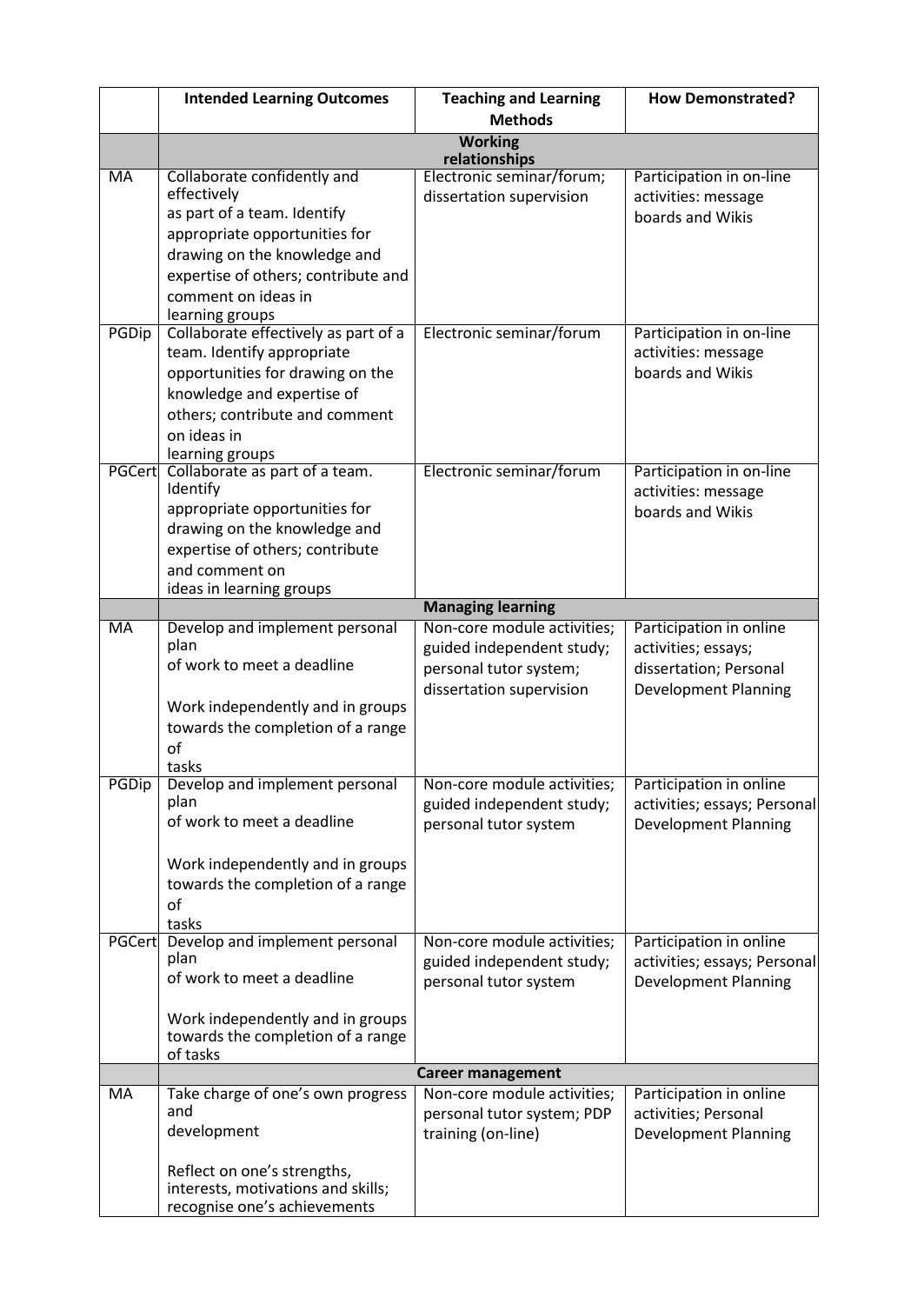| | Intended Learning Outcomes | Teaching and Learning Methods | How Demonstrated? |
|---|---|---|---|
| | **Working relationships** | | |
| MA | Collaborate confidently and effectively as part of a team. Identify appropriate opportunities for drawing on the knowledge and expertise of others; contribute and comment on ideas in learning groups | Electronic seminar/forum; dissertation supervision | Participation in on-line activities: message boards and Wikis |
| PGDip | Collaborate effectively as part of a team. Identify appropriate opportunities for drawing on the knowledge and expertise of others; contribute and comment on ideas in learning groups | Electronic seminar/forum | Participation in on-line activities: message boards and Wikis |
| PGCert | Collaborate as part of a team. Identify appropriate opportunities for drawing on the knowledge and expertise of others; contribute and comment on ideas in learning groups | Electronic seminar/forum | Participation in on-line activities: message boards and Wikis |
| | **Managing learning** | | |
| MA | Develop and implement personal plan of work to meet a deadline<br><br>Work independently and in groups towards the completion of a range of tasks | Non-core module activities; guided independent study; personal tutor system; dissertation supervision | Participation in online activities; essays; dissertation; Personal Development Planning |
| PGDip | Develop and implement personal plan of work to meet a deadline<br><br>Work independently and in groups towards the completion of a range of tasks | Non-core module activities; guided independent study; personal tutor system | Participation in online activities; essays; Personal Development Planning |
| PGCert | Develop and implement personal plan of work to meet a deadline<br><br>Work independently and in groups towards the completion of a range of tasks | Non-core module activities; guided independent study; personal tutor system | Participation in online activities; essays; Personal Development Planning |
| | **Career management** | | |
| MA | Take charge of one's own progress and development<br><br>Reflect on one's strengths, interests, motivations and skills; recognise one's achievements | Non-core module activities; personal tutor system; PDP training (on-line) | Participation in online activities; Personal Development Planning |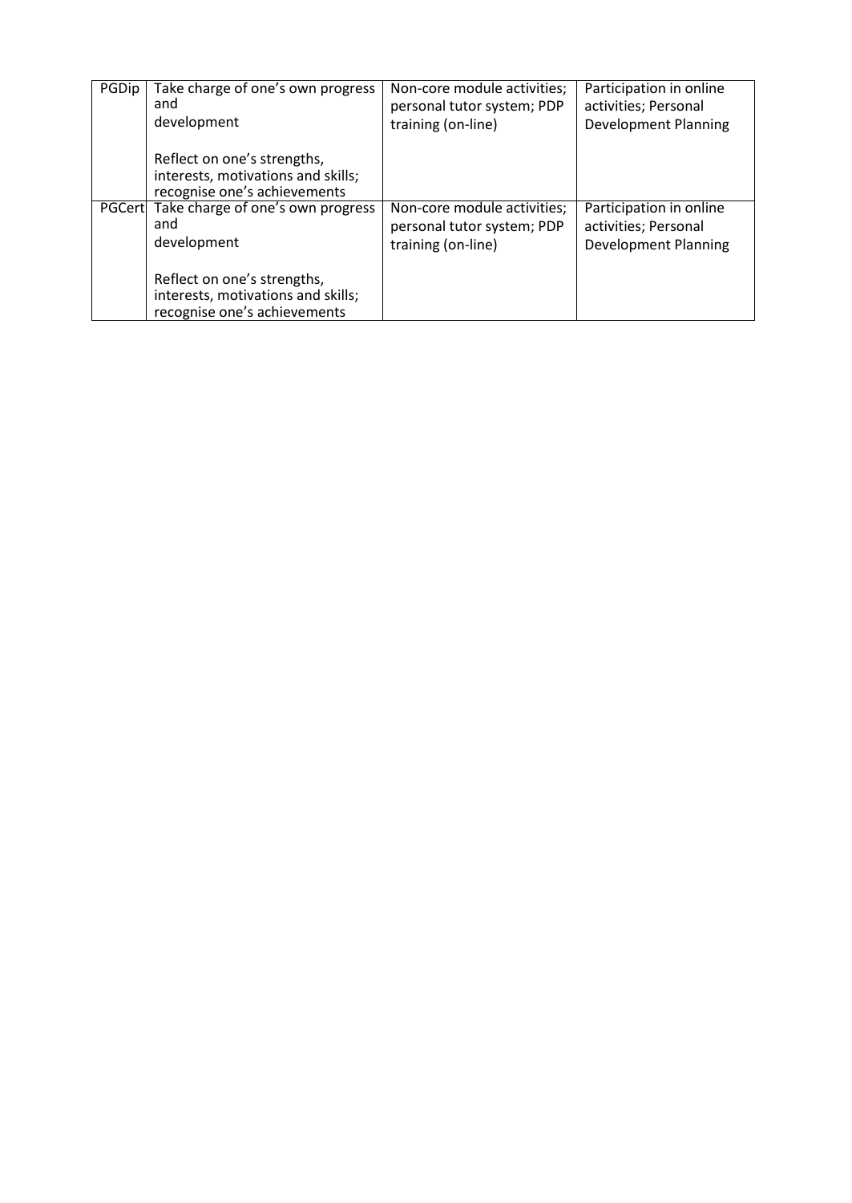| PGDip | Take charge of one's own progress and development<br><br>Reflect on one's strengths, interests, motivations and skills; recognise one's achievements | Non-core module activities; personal tutor system; PDP training (on-line) | Participation in online activities; Personal Development Planning |
|---|---|---|---|
| PGCert | Take charge of one's own progress and development<br><br>Reflect on one's strengths, interests, motivations and skills; recognise one's achievements | Non-core module activities; personal tutor system; PDP training (on-line) | Participation in online activities; Personal Development Planning |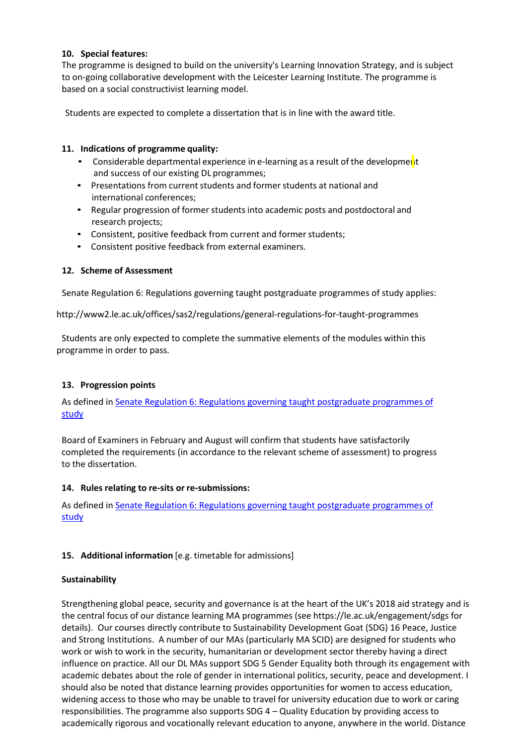**10. Special features:**

The programme is designed to build on the university's Learning Innovation Strategy, and is subject to on-going collaborative development with the Leicester Learning Institute. The programme is based on a social constructivist learning model.

Students are expected to complete a dissertation that is in line with the award title.

**11. Indications of programme quality:**

- Considerable departmental experience in e-learning as a result of the development and success of our existing DL programmes;
- Presentations from current students and former students at national and international conferences;
- Regular progression of former students into academic posts and postdoctoral and research projects;
- Consistent, positive feedback from current and former students;
- Consistent positive feedback from external examiners.

**12. Scheme of Assessment**

Senate Regulation 6: Regulations governing taught postgraduate programmes of study applies:

http://www2.le.ac.uk/offices/sas2/regulations/general-regulations-for-taught-programmes

Students are only expected to complete the summative elements of the modules within this programme in order to pass.

**13. Progression points**

As defined in [Senate Regulation 6: Regulations governing taught postgraduate programmes of study]

Board of Examiners in February and August will confirm that students have satisfactorily completed the requirements (in accordance to the relevant scheme of assessment) to progress to the dissertation.

**14. Rules relating to re-sits or re-submissions:**

As defined in [Senate Regulation 6: Regulations governing taught postgraduate programmes of study]

**15. Additional information** [e.g. timetable for admissions]

**Sustainability**

Strengthening global peace, security and governance is at the heart of the UK's 2018 aid strategy and is the central focus of our distance learning MA programmes (see https://le.ac.uk/engagement/sdgs for details). Our courses directly contribute to Sustainability Development Goat (SDG) 16 Peace, Justice and Strong Institutions. A number of our MAs (particularly MA SCID) are designed for students who work or wish to work in the security, humanitarian or development sector thereby having a direct influence on practice. All our DL MAs support SDG 5 Gender Equality both through its engagement with academic debates about the role of gender in international politics, security, peace and development. I should also be noted that distance learning provides opportunities for women to access education, widening access to those who may be unable to travel for university education due to work or caring responsibilities. The programme also supports SDG 4 – Quality Education by providing access to academically rigorous and vocationally relevant education to anyone, anywhere in the world. Distance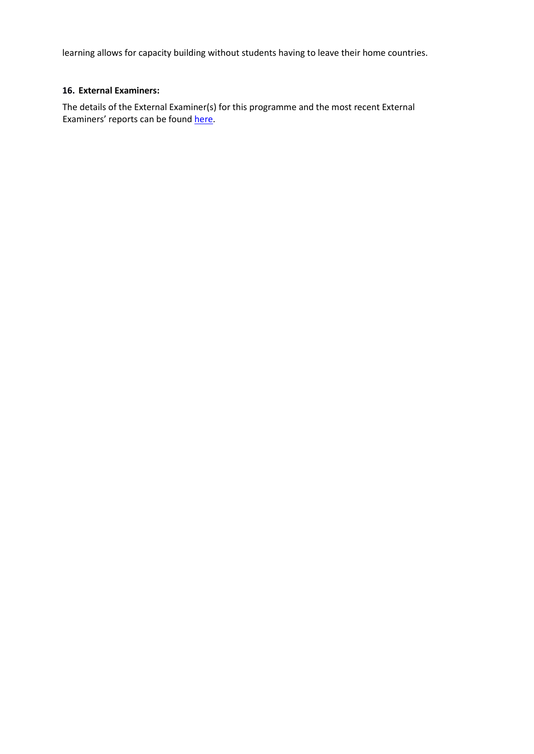learning allows for capacity building without students having to leave their home countries.

### 16. External Examiners:

The details of the External Examiner(s) for this programme and the most recent External Examiners' reports can be found here.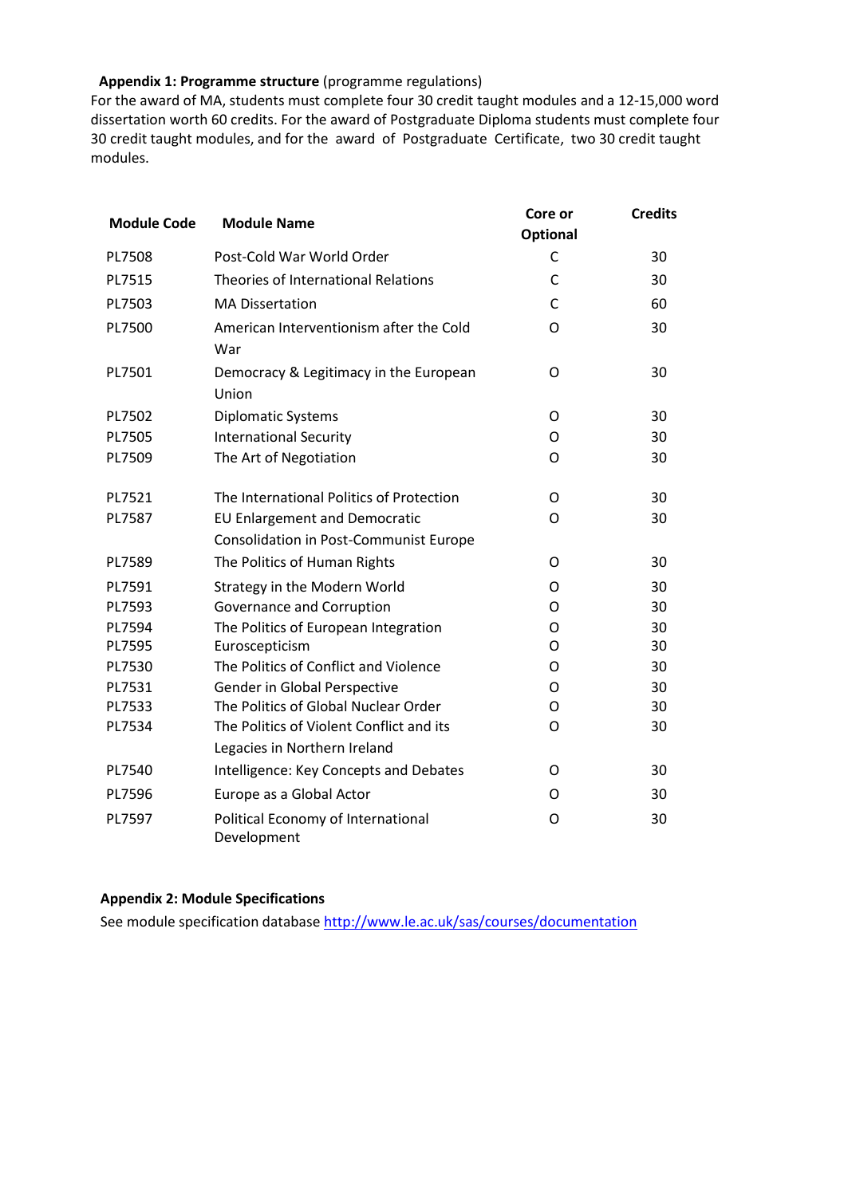**Appendix 1: Programme structure** (programme regulations)

For the award of MA, students must complete four 30 credit taught modules and a 12-15,000 word dissertation worth 60 credits. For the award of Postgraduate Diploma students must complete four 30 credit taught modules, and for the award of Postgraduate Certificate, two 30 credit taught modules.

| Module Code | Module Name | Core or Optional | Credits |
|---|---|---|---|
| PL7508 | Post-Cold War World Order | C | 30 |
| PL7515 | Theories of International Relations | C | 30 |
| PL7503 | MA Dissertation | C | 60 |
| PL7500 | American Interventionism after the Cold War | O | 30 |
| PL7501 | Democracy & Legitimacy in the European Union | O | 30 |
| PL7502 | Diplomatic Systems | O | 30 |
| PL7505 | International Security | O | 30 |
| PL7509 | The Art of Negotiation | O | 30 |
| PL7521 | The International Politics of Protection | O | 30 |
| PL7587 | EU Enlargement and Democratic Consolidation in Post-Communist Europe | O | 30 |
| PL7589 | The Politics of Human Rights | O | 30 |
| PL7591 | Strategy in the Modern World | O | 30 |
| PL7593 | Governance and Corruption | O | 30 |
| PL7594 | The Politics of European Integration | O | 30 |
| PL7595 | Euroscepticism | O | 30 |
| PL7530 | The Politics of Conflict and Violence | O | 30 |
| PL7531 | Gender in Global Perspective | O | 30 |
| PL7533 | The Politics of Global Nuclear Order | O | 30 |
| PL7534 | The Politics of Violent Conflict and its Legacies in Northern Ireland | O | 30 |
| PL7540 | Intelligence: Key Concepts and Debates | O | 30 |
| PL7596 | Europe as a Global Actor | O | 30 |
| PL7597 | Political Economy of International Development | O | 30 |

**Appendix 2: Module Specifications**

See module specification database http://www.le.ac.uk/sas/courses/documentation